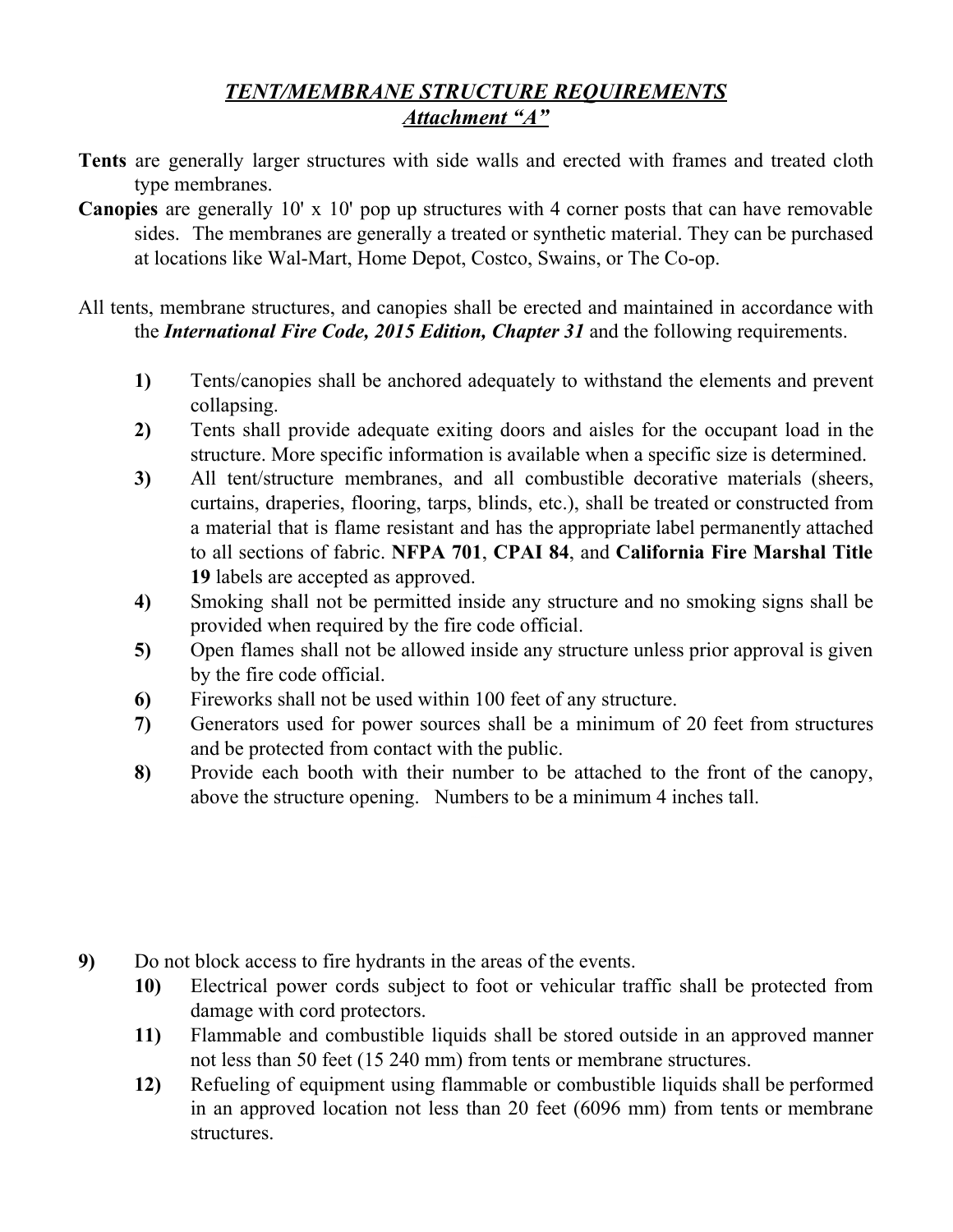# ***TENT/MEMBRANE STRUCTURE REQUIREMENTS***

## ***Attachment "A"***

**Tents** are generally larger structures with side walls and erected with frames and treated cloth type membranes.

**Canopies** are generally 10' x 10' pop up structures with 4 corner posts that can have removable sides. The membranes are generally a treated or synthetic material. They can be purchased at locations like Wal-Mart, Home Depot, Costco, Swains, or The Co-op.

All tents, membrane structures, and canopies shall be erected and maintained in accordance with the ***International Fire Code, 2015 Edition, Chapter 31*** and the following requirements.

**1)** Tents/canopies shall be anchored adequately to withstand the elements and prevent collapsing.

**2)** Tents shall provide adequate exiting doors and aisles for the occupant load in the structure. More specific information is available when a specific size is determined.

**3)** All tent/structure membranes, and all combustible decorative materials (sheers, curtains, draperies, flooring, tarps, blinds, etc.), shall be treated or constructed from a material that is flame resistant and has the appropriate label permanently attached to all sections of fabric. **NFPA 701**, **CPAI 84**, and **California Fire Marshal Title 19** labels are accepted as approved.

**4)** Smoking shall not be permitted inside any structure and no smoking signs shall be provided when required by the fire code official.

**5)** Open flames shall not be allowed inside any structure unless prior approval is given by the fire code official.

**6)** Fireworks shall not be used within 100 feet of any structure.

**7)** Generators used for power sources shall be a minimum of 20 feet from structures and be protected from contact with the public.

**8)** Provide each booth with their number to be attached to the front of the canopy, above the structure opening. Numbers to be a minimum 4 inches tall.

**9)** Do not block access to fire hydrants in the areas of the events.

**10)** Electrical power cords subject to foot or vehicular traffic shall be protected from damage with cord protectors.

**11)** Flammable and combustible liquids shall be stored outside in an approved manner not less than 50 feet (15 240 mm) from tents or membrane structures.

**12)** Refueling of equipment using flammable or combustible liquids shall be performed in an approved location not less than 20 feet (6096 mm) from tents or membrane structures.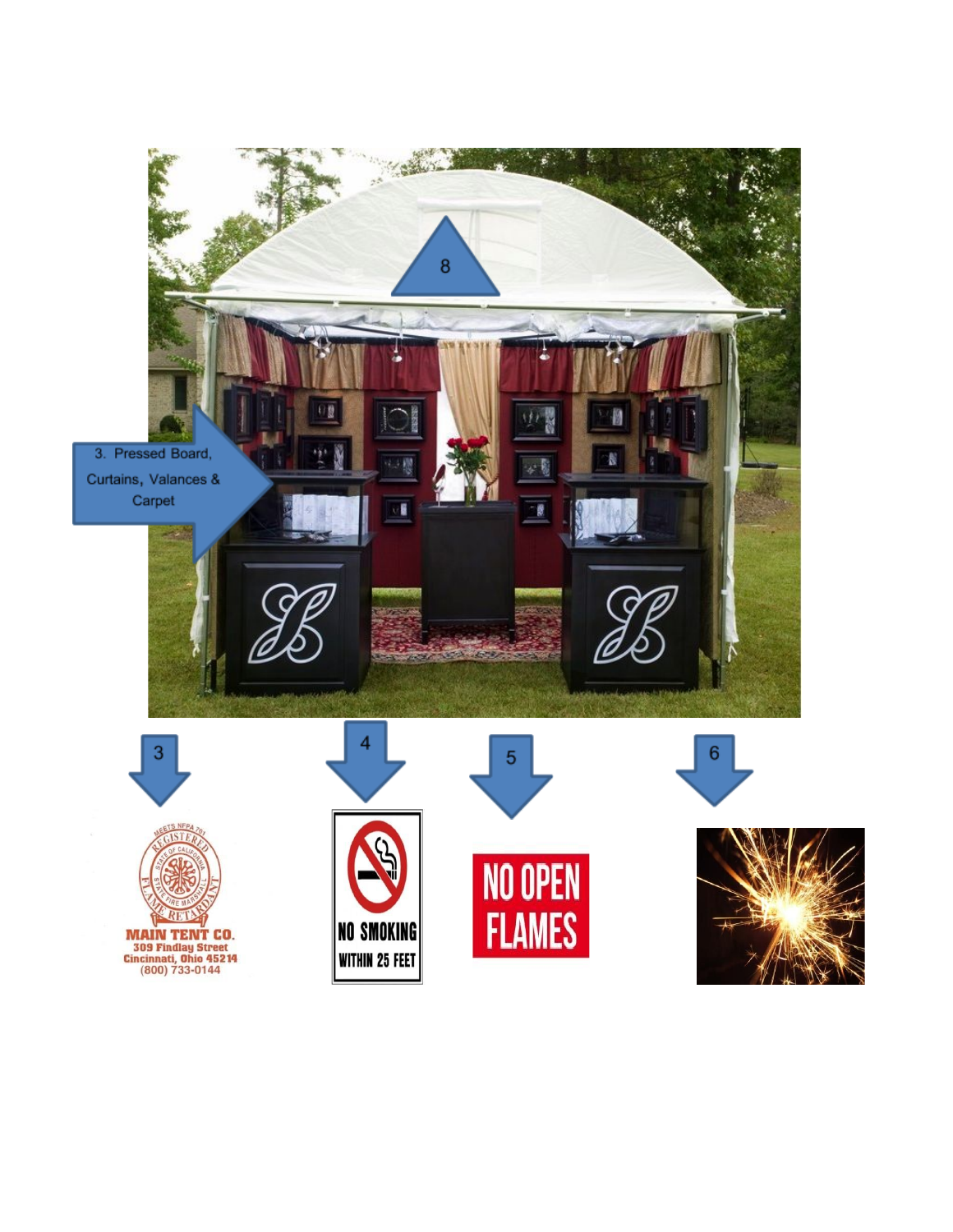8

3. Pressed Board, Curtains, Valances & Carpet

3

4

5

6

MEETS NFPA 701
REGISTERED
STATE OF CALIFORNIA
STATE FIRE MARSHALL
FLAME RETARDANT
MAIN TENT CO.
309 Findlay Street
Cincinnati, Ohio 45214
(800) 733-0144

NO SMOKING
WITHIN 25 FEET

NO OPEN
FLAMES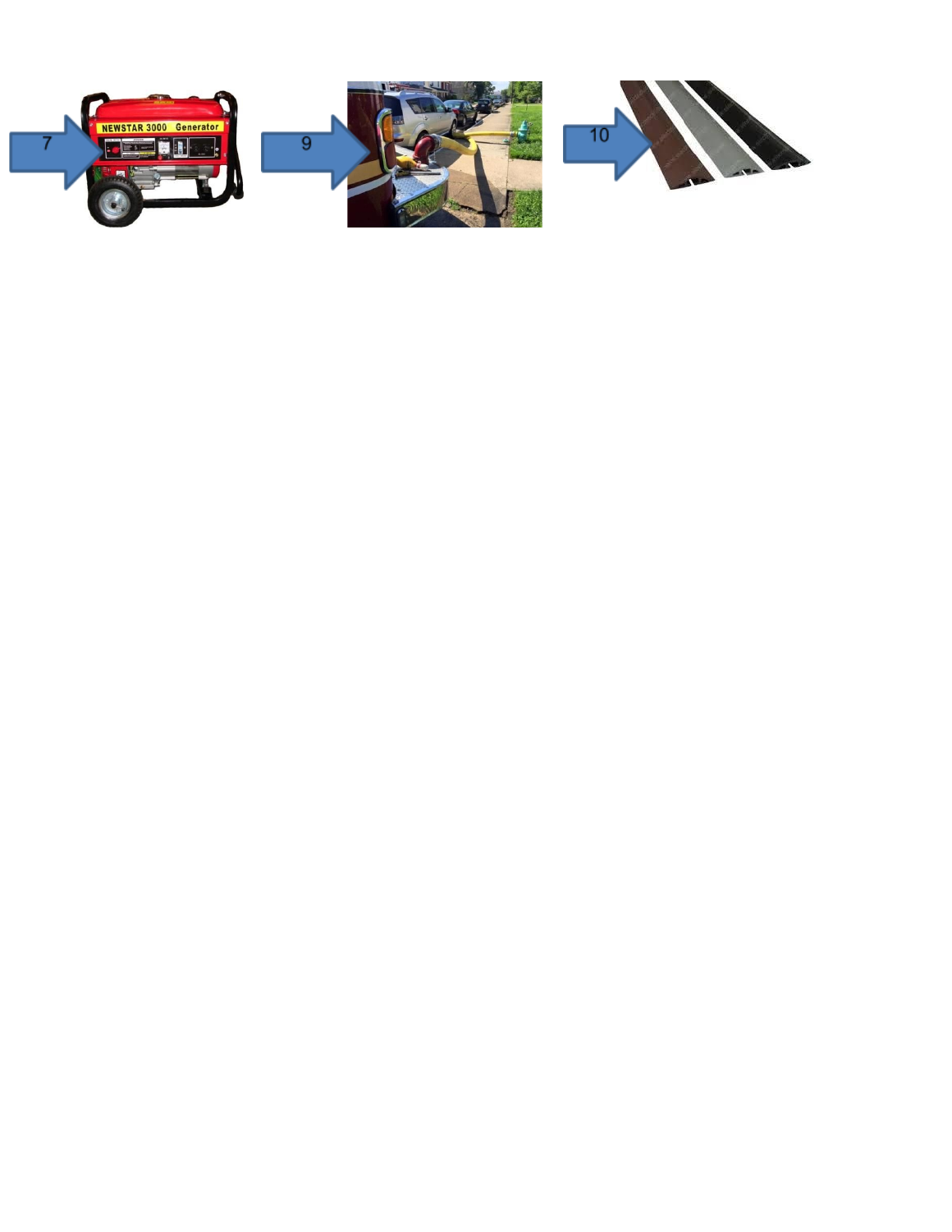7

NEWSTAR 3000 Generator

9

10